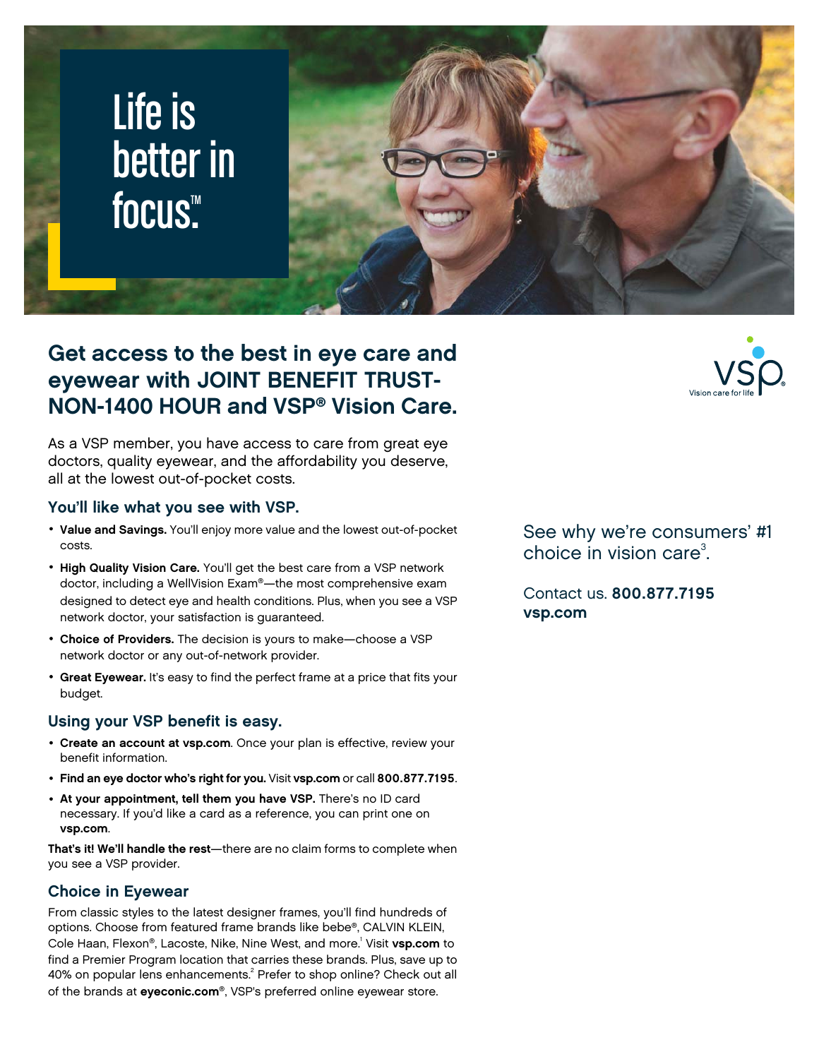# Life is better in focus.™

## Get access to the best in eye care and eyewear with JOINT BENEFIT TRUST-NON-1400 HOUR and VSP® Vision Care.

As a VSP member, you have access to care from great eye doctors, quality eyewear, and the affordability you deserve, all at the lowest out-of-pocket costs.

### You'll like what you see with VSP.

- **Value and Savings.** You'll enjoy more value and the lowest out-of-pocket costs.
- **High Quality Vision Care.** You'll get the best care from a VSP network doctor, including a WellVision Exam®—the most comprehensive exam designed to detect eye and health conditions. Plus, when you see a VSP network doctor, your satisfaction is guaranteed.
- **Choice of Providers.** The decision is yours to make—choose a VSP network doctor or any out-of-network provider.
- **Great Eyewear.** It's easy to find the perfect frame at a price that fits your budget.

### Using your VSP benefit is easy.

- **Create an account at vsp.com**. Once your plan is effective, review your benefit information.
- **Find an eye doctor who's right for you.** Visit **vsp.com** or call **800.877.7195**.
- **At your appointment, tell them you have VSP.** There's no ID card necessary. If you'd like a card as a reference, you can print one on **vsp.com**.

**That's it! We'll handle the rest**—there are no claim forms to complete when you see a VSP provider.

### Choice in Eyewear

From classic styles to the latest designer frames, you'll find hundreds of options. Choose from featured frame brands like bebe®, CALVIN KLEIN, Cole Haan, Flexon®, Lacoste, Nike, Nine West, and more.[1] Visit **vsp.com** to find a Premier Program location that carries these brands. Plus, save up to 40% on popular lens enhancements.[2] Prefer to shop online? Check out all of the brands at **eyeconic.com**®, VSP's preferred online eyewear store.

VSP Vision care for life

See why we're consumers' #1 choice in vision care[3].

Contact us. **800.877.7195**
**vsp.com**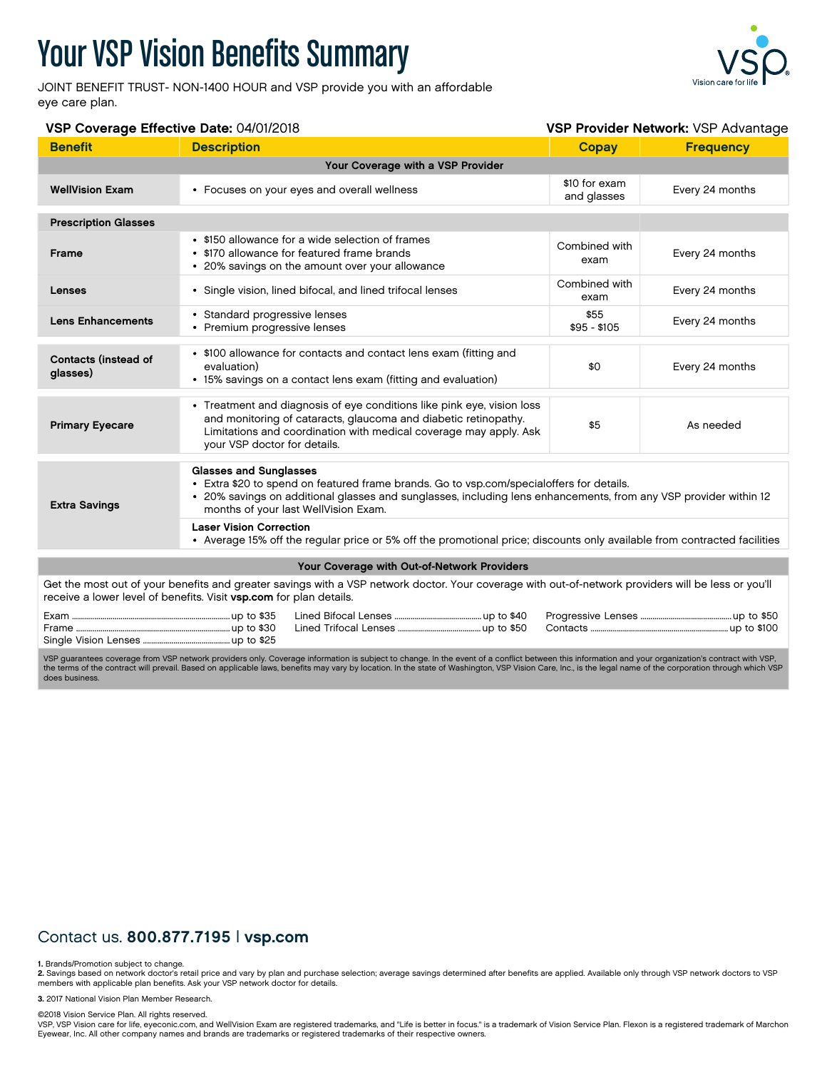# Your VSP Vision Benefits Summary

JOINT BENEFIT TRUST- NON-1400 HOUR and VSP provide you with an affordable eye care plan.

**VSP Coverage Effective Date:** 04/01/2018

**VSP Provider Network:** VSP Advantage

| Benefit | Description | Copay | Frequency |
|---|---|---|---|
| **Your Coverage with a VSP Provider** | | | |
| **WellVision Exam** | • Focuses on your eyes and overall wellness | $10 for exam and glasses | Every 24 months |
| **Prescription Glasses** | | | |
| **Frame** | • $150 allowance for a wide selection of frames<br>• $170 allowance for featured frame brands<br>• 20% savings on the amount over your allowance | Combined with exam | Every 24 months |
| **Lenses** | • Single vision, lined bifocal, and lined trifocal lenses | Combined with exam | Every 24 months |
| **Lens Enhancements** | • Standard progressive lenses<br>• Premium progressive lenses | $55<br>$95 - $105 | Every 24 months |
| **Contacts (instead of glasses)** | • $100 allowance for contacts and contact lens exam (fitting and evaluation)<br>• 15% savings on a contact lens exam (fitting and evaluation) | $0 | Every 24 months |
| **Primary Eyecare** | • Treatment and diagnosis of eye conditions like pink eye, vision loss and monitoring of cataracts, glaucoma and diabetic retinopathy. Limitations and coordination with medical coverage may apply. Ask your VSP doctor for details. | $5 | As needed |
| **Extra Savings** | **Glasses and Sunglasses**<br>• Extra $20 to spend on featured frame brands. Go to vsp.com/specialoffers for details.<br>• 20% savings on additional glasses and sunglasses, including lens enhancements, from any VSP provider within 12 months of your last WellVision Exam.<br>**Laser Vision Correction**<br>• Average 15% off the regular price or 5% off the promotional price; discounts only available from contracted facilities | | |

**Your Coverage with Out-of-Network Providers**

Get the most out of your benefits and greater savings with a VSP network doctor. Your coverage with out-of-network providers will be less or you'll receive a lower level of benefits. Visit **vsp.com** for plan details.

| | | | | | |
|---|---|---|---|---|---|
| Exam | up to $35 | Lined Bifocal Lenses | up to $40 | Progressive Lenses | up to $50 |
| Frame | up to $30 | Lined Trifocal Lenses | up to $50 | Contacts | up to $100 |
| Single Vision Lenses | up to $25 | | | | |

VSP guarantees coverage from VSP network providers only. Coverage information is subject to change. In the event of a conflict between this information and your organization's contract with VSP, the terms of the contract will prevail. Based on applicable laws, benefits may vary by location. In the state of Washington, VSP Vision Care, Inc., is the legal name of the corporation through which VSP does business.

Contact us. **800.877.7195** | **vsp.com**

**1.** Brands/Promotion subject to change.
**2.** Savings based on network doctor's retail price and vary by plan and purchase selection; average savings determined after benefits are applied. Available only through VSP network doctors to VSP members with applicable plan benefits. Ask your VSP network doctor for details.
**3.** 2017 National Vision Plan Member Research.

©2018 Vision Service Plan. All rights reserved.
VSP, VSP Vision care for life, eyeconic.com, and WellVision Exam are registered trademarks, and "Life is better in focus." is a trademark of Vision Service Plan. Flexon is a registered trademark of Marchon Eyewear, Inc. All other company names and brands are trademarks or registered trademarks of their respective owners.